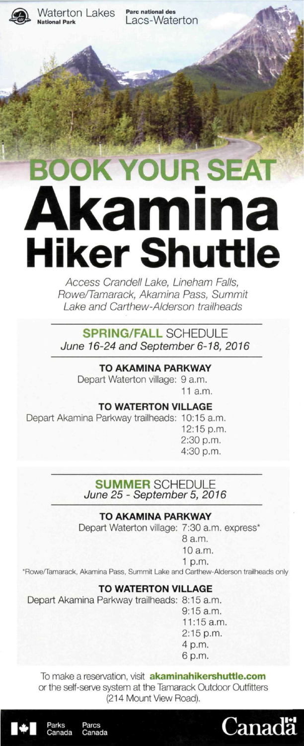Waterton Lakes National Park

Parc national des Lacs-Waterton

# BOOK YOUR SEAT

# Akamina Hiker Shuttle

*Access Crandell Lake, Lineham Falls, Rowe/Tamarack, Akamina Pass, Summit Lake and Carthew-Alderson trailheads*

## SPRING/FALL SCHEDULE

*June 16-24 and September 6-18, 2016*

### TO AKAMINA PARKWAY

Depart Waterton village: 9 a.m.
11 a.m.

### TO WATERTON VILLAGE

Depart Akamina Parkway trailheads: 10:15 a.m.
12:15 p.m.
2:30 p.m.
4:30 p.m.

## SUMMER SCHEDULE

*June 25 - September 5, 2016*

### TO AKAMINA PARKWAY

Depart Waterton village: 7:30 a.m. express*
8 a.m.
10 a.m.
1 p.m.

*Rowe/Tamarack, Akamina Pass, Summit Lake and Carthew-Alderson trailheads only

### TO WATERTON VILLAGE

Depart Akamina Parkway trailheads: 8:15 a.m.
9:15 a.m.
11:15 a.m.
2:15 p.m.
4 p.m.
6 p.m.

To make a reservation, visit **akaminahikershuttle.com** or the self-serve system at the Tamarack Outdoor Outfitters (214 Mount View Road).

Parks Canada Parcs Canada

Canada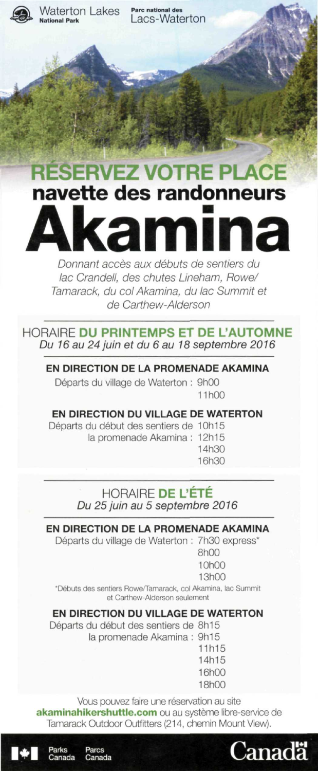Waterton Lakes National Park

Parc national des Lacs-Waterton

# RÉSERVEZ VOTRE PLACE navette des randonneurs Akamina

*Donnant accès aux débuts de sentiers du lac Crandell, des chutes Lineham, Rowe/Tamarack, du col Akamina, du lac Summit et de Carthew-Alderson*

## HORAIRE DU PRINTEMPS ET DE L'AUTOMNE

*Du 16 au 24 juin et du 6 au 18 septembre 2016*

### EN DIRECTION DE LA PROMENADE AKAMINA

Départs du village de Waterton : 9h00  
11h00

### EN DIRECTION DU VILLAGE DE WATERTON

Départs du début des sentiers de la promenade Akamina : 10h15  
12h15  
14h30  
16h30

## HORAIRE DE L'ÉTÉ

*Du 25 juin au 5 septembre 2016*

### EN DIRECTION DE LA PROMENADE AKAMINA

Départs du village de Waterton : 7h30 express*  
8h00  
10h00  
13h00

*Débuts des sentiers Rowe/Tamarack, col Akamina, lac Summit et Carthew-Alderson seulement

### EN DIRECTION DU VILLAGE DE WATERTON

Départs du début des sentiers de la promenade Akamina : 8h15  
9h15  
11h15  
14h15  
16h00  
18h00

Vous pouvez faire une réservation au site **akaminahikershuttle.com** ou au système libre-service de Tamarack Outdoor Outfitters (214, chemin Mount View).

Parks Canada Parcs Canada

Canada